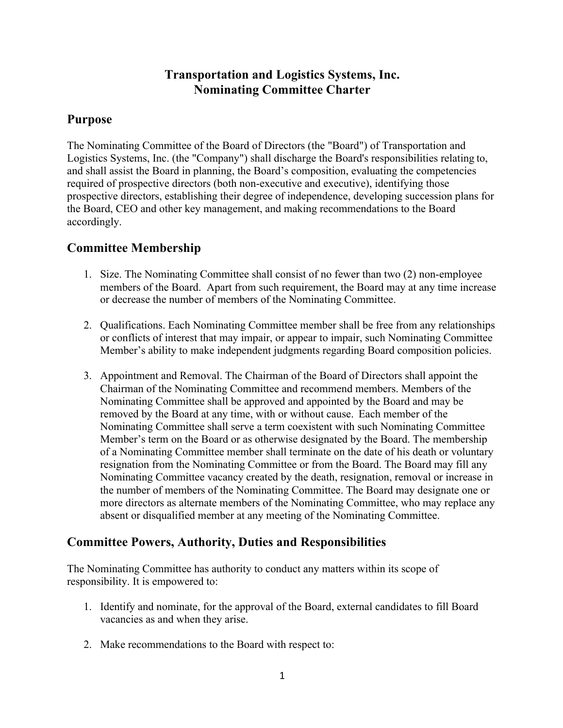# Transportation and Logistics Systems, Inc.
# Nominating Committee Charter

## Purpose

The Nominating Committee of the Board of Directors (the "Board") of Transportation and Logistics Systems, Inc. (the "Company") shall discharge the Board's responsibilities relating to, and shall assist the Board in planning, the Board's composition, evaluating the competencies required of prospective directors (both non-executive and executive), identifying those prospective directors, establishing their degree of independence, developing succession plans for the Board, CEO and other key management, and making recommendations to the Board accordingly.

## Committee Membership

1. Size. The Nominating Committee shall consist of no fewer than two (2) non-employee members of the Board. Apart from such requirement, the Board may at any time increase or decrease the number of members of the Nominating Committee.

2. Qualifications. Each Nominating Committee member shall be free from any relationships or conflicts of interest that may impair, or appear to impair, such Nominating Committee Member's ability to make independent judgments regarding Board composition policies.

3. Appointment and Removal. The Chairman of the Board of Directors shall appoint the Chairman of the Nominating Committee and recommend members. Members of the Nominating Committee shall be approved and appointed by the Board and may be removed by the Board at any time, with or without cause. Each member of the Nominating Committee shall serve a term coexistent with such Nominating Committee Member's term on the Board or as otherwise designated by the Board. The membership of a Nominating Committee member shall terminate on the date of his death or voluntary resignation from the Nominating Committee or from the Board. The Board may fill any Nominating Committee vacancy created by the death, resignation, removal or increase in the number of members of the Nominating Committee. The Board may designate one or more directors as alternate members of the Nominating Committee, who may replace any absent or disqualified member at any meeting of the Nominating Committee.

## Committee Powers, Authority, Duties and Responsibilities

The Nominating Committee has authority to conduct any matters within its scope of responsibility. It is empowered to:

1. Identify and nominate, for the approval of the Board, external candidates to fill Board vacancies as and when they arise.

2. Make recommendations to the Board with respect to: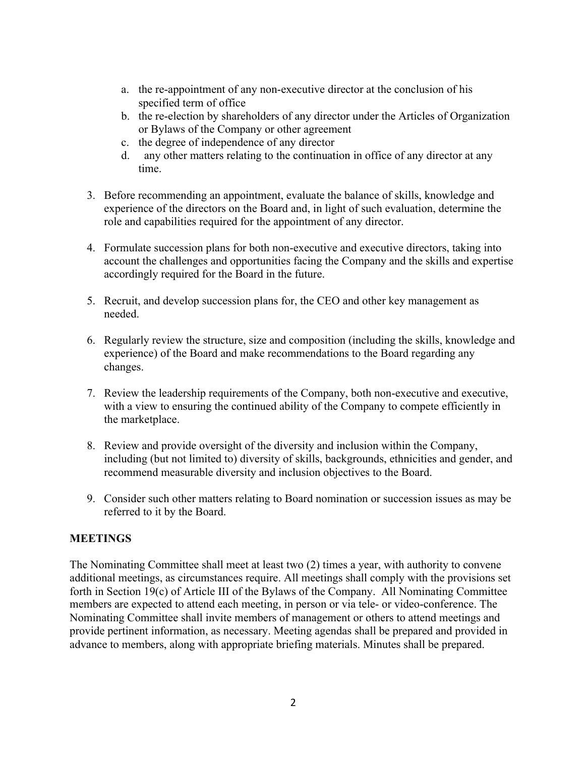a. the re-appointment of any non-executive director at the conclusion of his specified term of office
b. the re-election by shareholders of any director under the Articles of Organization or Bylaws of the Company or other agreement
c. the degree of independence of any director
d. any other matters relating to the continuation in office of any director at any time.

3. Before recommending an appointment, evaluate the balance of skills, knowledge and experience of the directors on the Board and, in light of such evaluation, determine the role and capabilities required for the appointment of any director.

4. Formulate succession plans for both non-executive and executive directors, taking into account the challenges and opportunities facing the Company and the skills and expertise accordingly required for the Board in the future.

5. Recruit, and develop succession plans for, the CEO and other key management as needed.

6. Regularly review the structure, size and composition (including the skills, knowledge and experience) of the Board and make recommendations to the Board regarding any changes.

7. Review the leadership requirements of the Company, both non-executive and executive, with a view to ensuring the continued ability of the Company to compete efficiently in the marketplace.

8. Review and provide oversight of the diversity and inclusion within the Company, including (but not limited to) diversity of skills, backgrounds, ethnicities and gender, and recommend measurable diversity and inclusion objectives to the Board.

9. Consider such other matters relating to Board nomination or succession issues as may be referred to it by the Board.

**MEETINGS**

The Nominating Committee shall meet at least two (2) times a year, with authority to convene additional meetings, as circumstances require. All meetings shall comply with the provisions set forth in Section 19(c) of Article III of the Bylaws of the Company. All Nominating Committee members are expected to attend each meeting, in person or via tele- or video-conference. The Nominating Committee shall invite members of management or others to attend meetings and provide pertinent information, as necessary. Meeting agendas shall be prepared and provided in advance to members, along with appropriate briefing materials. Minutes shall be prepared.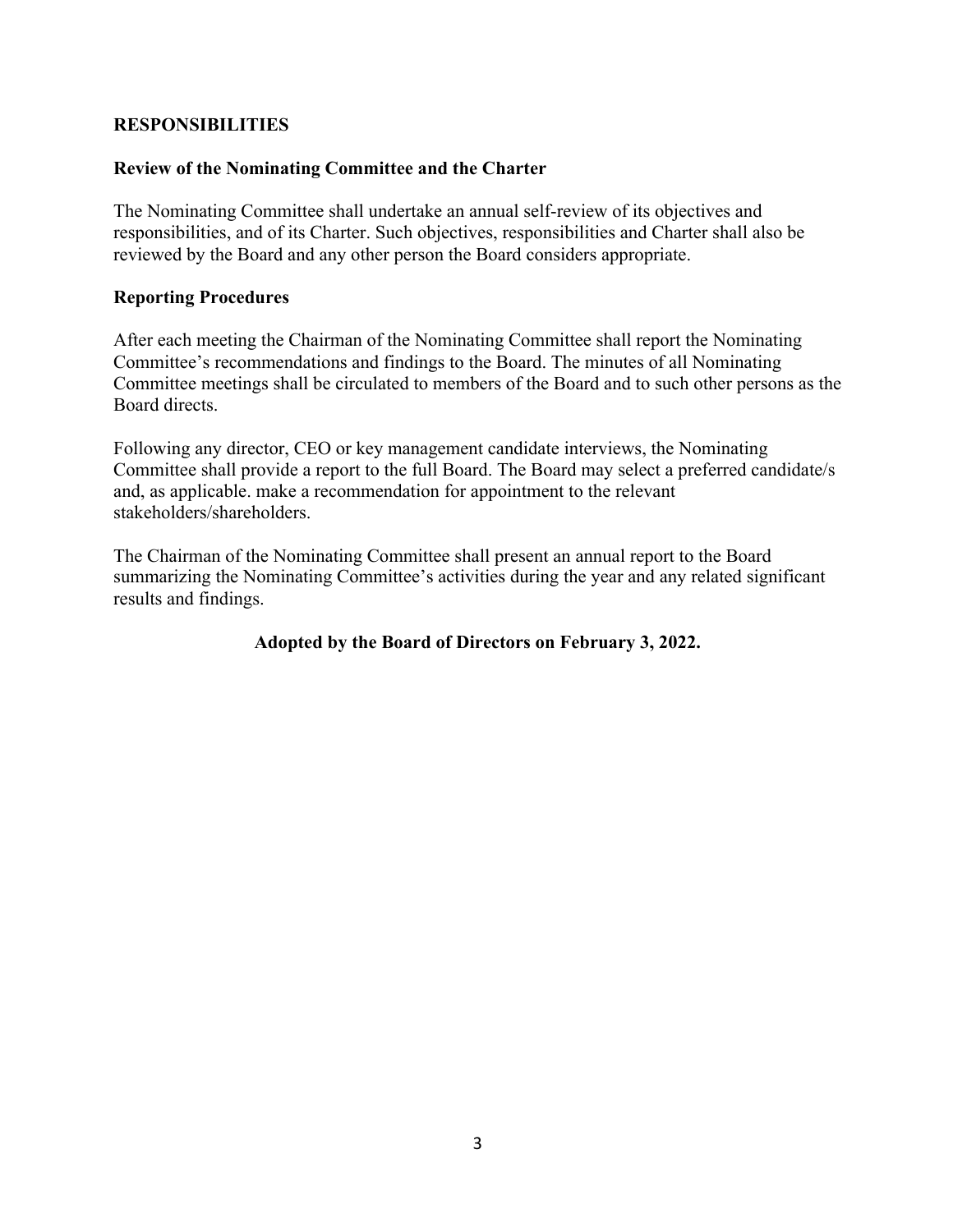## RESPONSIBILITIES

### Review of the Nominating Committee and the Charter

The Nominating Committee shall undertake an annual self-review of its objectives and responsibilities, and of its Charter. Such objectives, responsibilities and Charter shall also be reviewed by the Board and any other person the Board considers appropriate.

### Reporting Procedures

After each meeting the Chairman of the Nominating Committee shall report the Nominating Committee's recommendations and findings to the Board. The minutes of all Nominating Committee meetings shall be circulated to members of the Board and to such other persons as the Board directs.

Following any director, CEO or key management candidate interviews, the Nominating Committee shall provide a report to the full Board. The Board may select a preferred candidate/s and, as applicable. make a recommendation for appointment to the relevant stakeholders/shareholders.

The Chairman of the Nominating Committee shall present an annual report to the Board summarizing the Nominating Committee's activities during the year and any related significant results and findings.

**Adopted by the Board of Directors on February 3, 2022.**